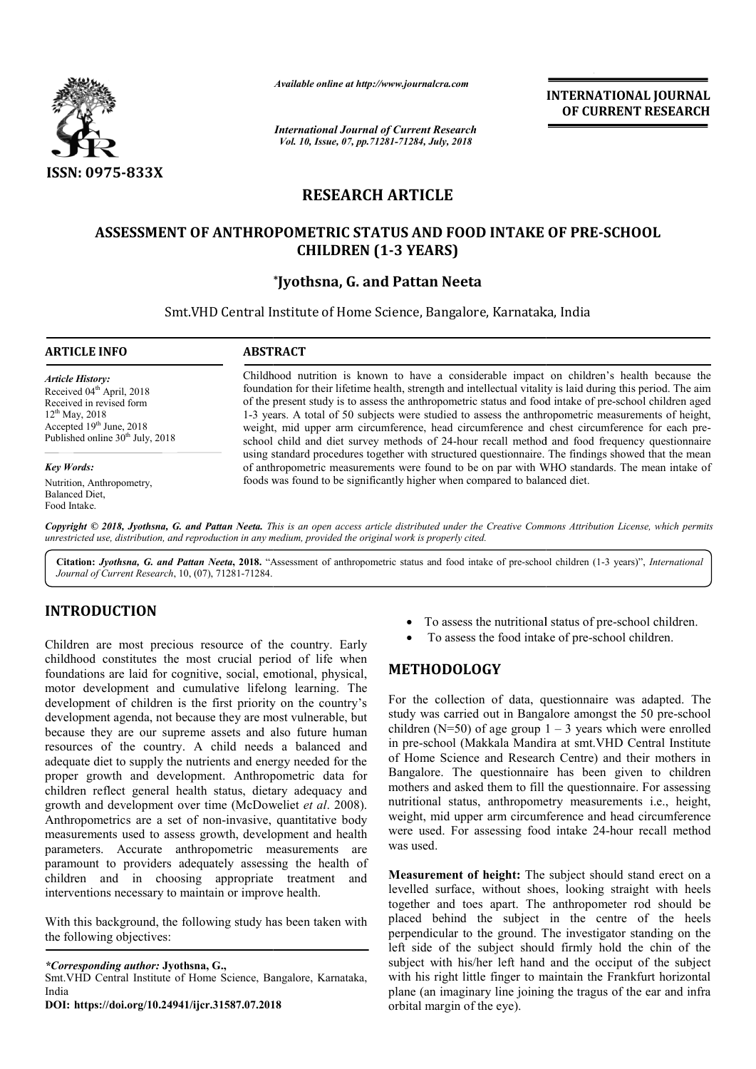# RESEARCH ARTICLE

## ASSESSMENT OF ANTHROPOMETRIC STATUS AND FOOD INTAKE OF PRE-SCHOOL CHILDREN (1-3 YEARS)

**\*Jyothsna, G. and Pattan Neeta**

Smt.VHD Central Institute of Home Science, Bangalore, Karnataka, India

**ARTICLE INFO**

*Article History:*
Received 04th April, 2018
Received in revised form 12th May, 2018
Accepted 19th June, 2018
Published online 30th July, 2018

*Key Words:*
Nutrition, Anthropometry, Balanced Diet, Food Intake.

**ABSTRACT**

Childhood nutrition is known to have a considerable impact on children's health because the foundation for their lifetime health, strength and intellectual vitality is laid during this period. The aim of the present study is to assess the anthropometric status and food intake of pre-school children aged 1-3 years. A total of 50 subjects were studied to assess the anthropometric measurements of height, weight, mid upper arm circumference, head circumference and chest circumference for each pre-school child and diet survey methods of 24-hour recall method and food frequency questionnaire using standard procedures together with structured questionnaire. The findings showed that the mean of anthropometric measurements were found to be on par with WHO standards. The mean intake of foods was found to be significantly higher when compared to balanced diet.

*Copyright © 2018, Jyothsna, G. and Pattan Neeta. This is an open access article distributed under the Creative Commons Attribution License, which permits unrestricted use, distribution, and reproduction in any medium, provided the original work is properly cited.*

**Citation:** *Jyothsna, G. and Pattan Neeta*, **2018.** "Assessment of anthropometric status and food intake of pre-school children (1-3 years)", *International Journal of Current Research*, 10, (07), 71281-71284.

## INTRODUCTION

Children are most precious resource of the country. Early childhood constitutes the most crucial period of life when foundations are laid for cognitive, social, emotional, physical, motor development and cumulative lifelong learning. The development of children is the first priority on the country's development agenda, not because they are most vulnerable, but because they are our supreme assets and also future human resources of the country. A child needs a balanced and adequate diet to supply the nutrients and energy needed for the proper growth and development. Anthropometric data for children reflect general health status, dietary adequacy and growth and development over time (McDoweliet *et al*. 2008). Anthropometrics are a set of non-invasive, quantitative body measurements used to assess growth, development and health parameters. Accurate anthropometric measurements are paramount to providers adequately assessing the health of children and in choosing appropriate treatment and interventions necessary to maintain or improve health.

With this background, the following study has been taken with the following objectives:

- To assess the nutritional status of pre-school children.
- To assess the food intake of pre-school children.

## METHODOLOGY

For the collection of data, questionnaire was adapted. The study was carried out in Bangalore amongst the 50 pre-school children (N=50) of age group 1 – 3 years which were enrolled in pre-school (Makkala Mandira at smt.VHD Central Institute of Home Science and Research Centre) and their mothers in Bangalore. The questionnaire has been given to children mothers and asked them to fill the questionnaire. For assessing nutritional status, anthropometry measurements i.e., height, weight, mid upper arm circumference and head circumference were used. For assessing food intake 24-hour recall method was used.

**Measurement of height:** The subject should stand erect on a levelled surface, without shoes, looking straight with heels together and toes apart. The anthropometer rod should be placed behind the subject in the centre of the heels perpendicular to the ground. The investigator standing on the left side of the subject should firmly hold the chin of the subject with his/her left hand and the occiput of the subject with his right little finger to maintain the Frankfurt horizontal plane (an imaginary line joining the tragus of the ear and infra orbital margin of the eye).

*\*Corresponding author:* **Jyothsna, G.,**
Smt.VHD Central Institute of Home Science, Bangalore, Karnataka, India
**DOI: https://doi.org/10.24941/ijcr.31587.07.2018**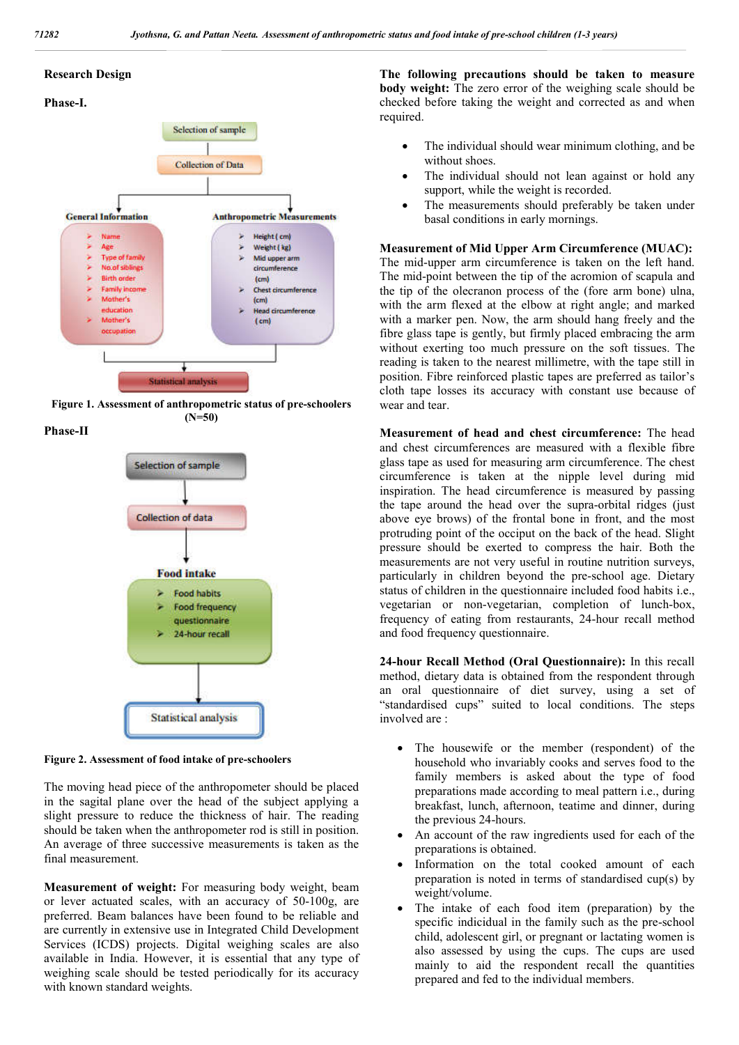## Research Design

### Phase-I.

Selection of sample

Collection of Data

**General Information**

- Name
- Age
- Type of family
- No.of siblings
- Birth order
- Family income
- Mother's education
- Mother's occupation

**Anthropometric Measurements**

- Height ( cm)
- Weight ( kg)
- Mid upper arm circumference (cm)
- Chest circumference (cm)
- Head circumference ( cm)

Statistical analysis

**Figure 1. Assessment of anthropometric status of pre-schoolers (N=50)**

### Phase-II

Selection of sample

Collection of data

**Food intake**

- Food habits
- Food frequency questionnaire
- 24-hour recall

Statistical analysis

**Figure 2. Assessment of food intake of pre-schoolers**

The moving head piece of the anthropometer should be placed in the sagital plane over the head of the subject applying a slight pressure to reduce the thickness of hair. The reading should be taken when the anthropometer rod is still in position. An average of three successive measurements is taken as the final measurement.

**Measurement of weight:** For measuring body weight, beam or lever actuated scales, with an accuracy of 50-100g, are preferred. Beam balances have been found to be reliable and are currently in extensive use in Integrated Child Development Services (ICDS) projects. Digital weighing scales are also available in India. However, it is essential that any type of weighing scale should be tested periodically for its accuracy with known standard weights.

**The following precautions should be taken to measure body weight:** The zero error of the weighing scale should be checked before taking the weight and corrected as and when required.

- The individual should wear minimum clothing, and be without shoes.
- The individual should not lean against or hold any support, while the weight is recorded.
- The measurements should preferably be taken under basal conditions in early mornings.

**Measurement of Mid Upper Arm Circumference (MUAC):** The mid-upper arm circumference is taken on the left hand. The mid-point between the tip of the acromion of scapula and the tip of the olecranon process of the (fore arm bone) ulna, with the arm flexed at the elbow at right angle; and marked with a marker pen. Now, the arm should hang freely and the fibre glass tape is gently, but firmly placed embracing the arm without exerting too much pressure on the soft tissues. The reading is taken to the nearest millimetre, with the tape still in position. Fibre reinforced plastic tapes are preferred as tailor's cloth tape losses its accuracy with constant use because of wear and tear.

**Measurement of head and chest circumference:** The head and chest circumferences are measured with a flexible fibre glass tape as used for measuring arm circumference. The chest circumference is taken at the nipple level during mid inspiration. The head circumference is measured by passing the tape around the head over the supra-orbital ridges (just above eye brows) of the frontal bone in front, and the most protruding point of the occiput on the back of the head. Slight pressure should be exerted to compress the hair. Both the measurements are not very useful in routine nutrition surveys, particularly in children beyond the pre-school age. Dietary status of children in the questionnaire included food habits i.e., vegetarian or non-vegetarian, completion of lunch-box, frequency of eating from restaurants, 24-hour recall method and food frequency questionnaire.

**24-hour Recall Method (Oral Questionnaire):** In this recall method, dietary data is obtained from the respondent through an oral questionnaire of diet survey, using a set of "standardised cups" suited to local conditions. The steps involved are :

- The housewife or the member (respondent) of the household who invariably cooks and serves food to the family members is asked about the type of food preparations made according to meal pattern i.e., during breakfast, lunch, afternoon, teatime and dinner, during the previous 24-hours.
- An account of the raw ingredients used for each of the preparations is obtained.
- Information on the total cooked amount of each preparation is noted in terms of standardised cup(s) by weight/volume.
- The intake of each food item (preparation) by the specific indicidual in the family such as the pre-school child, adolescent girl, or pregnant or lactating women is also assessed by using the cups. The cups are used mainly to aid the respondent recall the quantities prepared and fed to the individual members.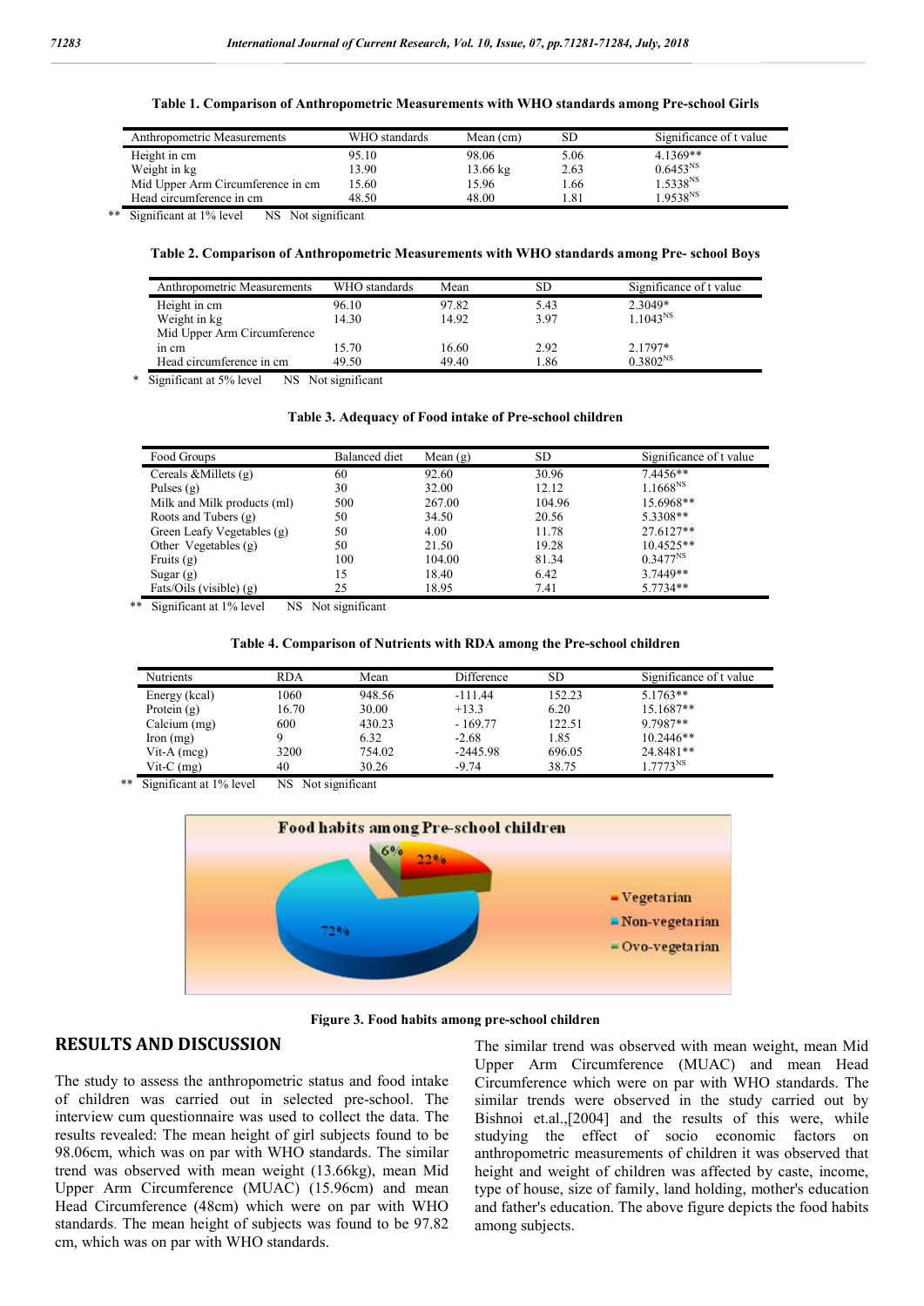**Table 1. Comparison of Anthropometric Measurements with WHO standards among Pre-school Girls**

| Anthropometric Measurements | WHO standards | Mean (cm) | SD | Significance of t value |
|---|---|---|---|---|
| Height in cm | 95.10 | 98.06 | 5.06 | 4.1369** |
| Weight in kg | 13.90 | 13.66 kg | 2.63 | $0.6453^{NS}$ |
| Mid Upper Arm Circumference in cm | 15.60 | 15.96 | 1.66 | $1.5338^{NS}$ |
| Head circumference in cm | 48.50 | 48.00 | 1.81 | $1.9538^{NS}$ |

** Significant at 1% level NS Not significant

**Table 2. Comparison of Anthropometric Measurements with WHO standards among Pre- school Boys**

| Anthropometric Measurements | WHO standards | Mean | SD | Significance of t value |
|---|---|---|---|---|
| Height in cm | 96.10 | 97.82 | 5.43 | 2.3049* |
| Weight in kg | 14.30 | 14.92 | 3.97 | $1.1043^{NS}$ |
| Mid Upper Arm Circumference in cm | 15.70 | 16.60 | 2.92 | 2.1797* |
| Head circumference in cm | 49.50 | 49.40 | 1.86 | $0.3802^{NS}$ |

\* Significant at 5% level NS Not significant

**Table 3. Adequacy of Food intake of Pre-school children**

| Food Groups | Balanced diet | Mean (g) | SD | Significance of t value |
|---|---|---|---|---|
| Cereals &Millets (g) | 60 | 92.60 | 30.96 | 7.4456** |
| Pulses (g) | 30 | 32.00 | 12.12 | $1.1668^{NS}$ |
| Milk and Milk products (ml) | 500 | 267.00 | 104.96 | 15.6968** |
| Roots and Tubers (g) | 50 | 34.50 | 20.56 | 5.3308** |
| Green Leafy Vegetables (g) | 50 | 4.00 | 11.78 | 27.6127** |
| Other Vegetables (g) | 50 | 21.50 | 19.28 | 10.4525** |
| Fruits (g) | 100 | 104.00 | 81.34 | $0.3477^{NS}$ |
| Sugar (g) | 15 | 18.40 | 6.42 | 3.7449** |
| Fats/Oils (visible) (g) | 25 | 18.95 | 7.41 | 5.7734** |

** Significant at 1% level NS Not significant

**Table 4. Comparison of Nutrients with RDA among the Pre-school children**

| Nutrients | RDA | Mean | Difference | SD | Significance of t value |
|---|---|---|---|---|---|
| Energy (kcal) | 1060 | 948.56 | -111.44 | 152.23 | 5.1763** |
| Protein (g) | 16.70 | 30.00 | +13.3 | 6.20 | 15.1687** |
| Calcium (mg) | 600 | 430.23 | - 169.77 | 122.51 | 9.7987** |
| Iron (mg) | 9 | 6.32 | -2.68 | 1.85 | 10.2446** |
| Vit-A (mcg) | 3200 | 754.02 | -2445.98 | 696.05 | 24.8481** |
| Vit-C (mg) | 40 | 30.26 | -9.74 | 38.75 | $1.7773^{NS}$ |

** Significant at 1% level NS Not significant

**Figure 3. Food habits among pre-school children**

## RESULTS AND DISCUSSION

The study to assess the anthropometric status and food intake of children was carried out in selected pre-school. The interview cum questionnaire was used to collect the data. The results revealed: The mean height of girl subjects found to be 98.06cm, which was on par with WHO standards. The similar trend was observed with mean weight (13.66kg), mean Mid Upper Arm Circumference (MUAC) (15.96cm) and mean Head Circumference (48cm) which were on par with WHO standards. The mean height of subjects was found to be 97.82 cm, which was on par with WHO standards. The similar trend was observed with mean weight, mean Mid Upper Arm Circumference (MUAC) and mean Head Circumference which were on par with WHO standards. The similar trends were observed in the study carried out by Bishnoi et.al.,[2004] and the results of this were, while studying the effect of socio economic factors on anthropometric measurements of children it was observed that height and weight of children was affected by caste, income, type of house, size of family, land holding, mother's education and father's education. The above figure depicts the food habits among subjects.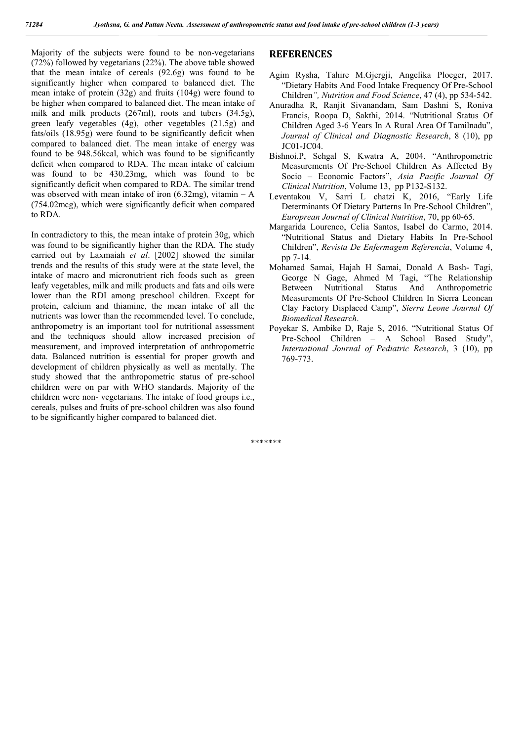Majority of the subjects were found to be non-vegetarians (72%) followed by vegetarians (22%). The above table showed that the mean intake of cereals (92.6g) was found to be significantly higher when compared to balanced diet. The mean intake of protein (32g) and fruits (104g) were found to be higher when compared to balanced diet. The mean intake of milk and milk products (267ml), roots and tubers (34.5g), green leafy vegetables (4g), other vegetables (21.5g) and fats/oils (18.95g) were found to be significantly deficit when compared to balanced diet. The mean intake of energy was found to be 948.56kcal, which was found to be significantly deficit when compared to RDA. The mean intake of calcium was found to be 430.23mg, which was found to be significantly deficit when compared to RDA. The similar trend was observed with mean intake of iron (6.32mg), vitamin – A (754.02mcg), which were significantly deficit when compared to RDA.

In contradictory to this, the mean intake of protein 30g, which was found to be significantly higher than the RDA. The study carried out by Laxmaiah *et al*. [2002] showed the similar trends and the results of this study were at the state level, the intake of macro and micronutrient rich foods such as green leafy vegetables, milk and milk products and fats and oils were lower than the RDI among preschool children. Except for protein, calcium and thiamine, the mean intake of all the nutrients was lower than the recommended level. To conclude, anthropometry is an important tool for nutritional assessment and the techniques should allow increased precision of measurement, and improved interpretation of anthropometric data. Balanced nutrition is essential for proper growth and development of children physically as well as mentally. The study showed that the anthropometric status of pre-school children were on par with WHO standards. Majority of the children were non- vegetarians. The intake of food groups i.e., cereals, pulses and fruits of pre-school children was also found to be significantly higher compared to balanced diet.

## REFERENCES

Agim Rysha, Tahire M.Gjergji, Angelika Ploeger, 2017. "Dietary Habits And Food Intake Frequency Of Pre-School Children*", Nutrition and Food Science*, 47 (4), pp 534-542.

Anuradha R, Ranjit Sivanandam, Sam Dashni S, Roniva Francis, Roopa D, Sakthi, 2014. "Nutritional Status Of Children Aged 3-6 Years In A Rural Area Of Tamilnadu", *Journal of Clinical and Diagnostic Research*, 8 (10), pp JC01-JC04.

Bishnoi.P, Sehgal S, Kwatra A, 2004. "Anthropometric Measurements Of Pre-School Children As Affected By Socio – Economic Factors", *Asia Pacific Journal Of Clinical Nutrition*, Volume 13, pp P132-S132.

Leventakou V, Sarri L chatzi K, 2016, "Early Life Determinants Of Dietary Patterns In Pre-School Children", *European Journal of Clinical Nutrition*, 70, pp 60-65.

Margarida Lourenco, Celia Santos, Isabel do Carmo, 2014. "Nutritional Status and Dietary Habits In Pre-School Children", *Revista De Enfermagem Referencia*, Volume 4, pp 7-14.

Mohamed Samai, Hajah H Samai, Donald A Bash- Tagi, George N Gage, Ahmed M Tagi, "The Relationship Between Nutritional Status And Anthropometric Measurements Of Pre-School Children In Sierra Leonean Clay Factory Displaced Camp", *Sierra Leone Journal Of Biomedical Research*.

Poyekar S, Ambike D, Raje S, 2016. "Nutritional Status Of Pre-School Children – A School Based Study", *International Journal of Pediatric Research*, 3 (10), pp 769-773.

\*\*\*\*\*\*\*